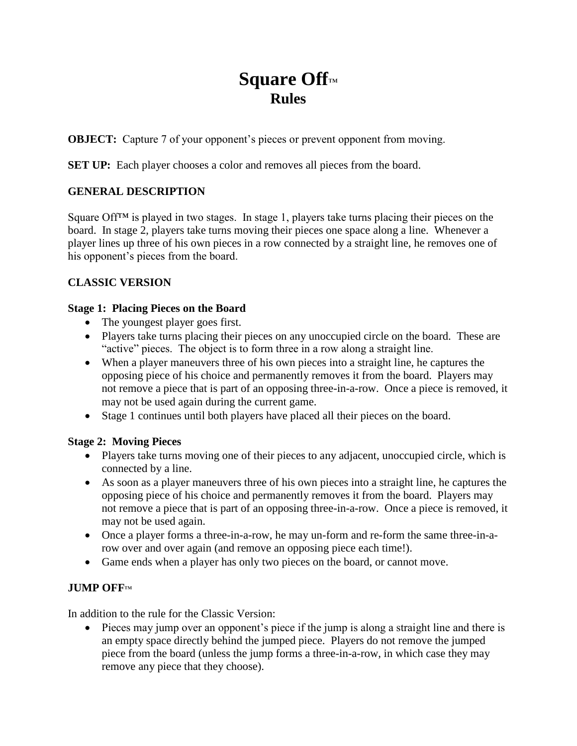# Square Off™
## Rules

**OBJECT:** Capture 7 of your opponent's pieces or prevent opponent from moving.

**SET UP:** Each player chooses a color and removes all pieces from the board.

### GENERAL DESCRIPTION

Square Off™ is played in two stages. In stage 1, players take turns placing their pieces on the board. In stage 2, players take turns moving their pieces one space along a line. Whenever a player lines up three of his own pieces in a row connected by a straight line, he removes one of his opponent's pieces from the board.

### CLASSIC VERSION

**Stage 1: Placing Pieces on the Board**

- The youngest player goes first.
- Players take turns placing their pieces on any unoccupied circle on the board. These are "active" pieces. The object is to form three in a row along a straight line.
- When a player maneuvers three of his own pieces into a straight line, he captures the opposing piece of his choice and permanently removes it from the board. Players may not remove a piece that is part of an opposing three-in-a-row. Once a piece is removed, it may not be used again during the current game.
- Stage 1 continues until both players have placed all their pieces on the board.

**Stage 2: Moving Pieces**

- Players take turns moving one of their pieces to any adjacent, unoccupied circle, which is connected by a line.
- As soon as a player maneuvers three of his own pieces into a straight line, he captures the opposing piece of his choice and permanently removes it from the board. Players may not remove a piece that is part of an opposing three-in-a-row. Once a piece is removed, it may not be used again.
- Once a player forms a three-in-a-row, he may un-form and re-form the same three-in-a-row over and over again (and remove an opposing piece each time!).
- Game ends when a player has only two pieces on the board, or cannot move.

### JUMP OFF™

In addition to the rule for the Classic Version:

- Pieces may jump over an opponent's piece if the jump is along a straight line and there is an empty space directly behind the jumped piece. Players do not remove the jumped piece from the board (unless the jump forms a three-in-a-row, in which case they may remove any piece that they choose).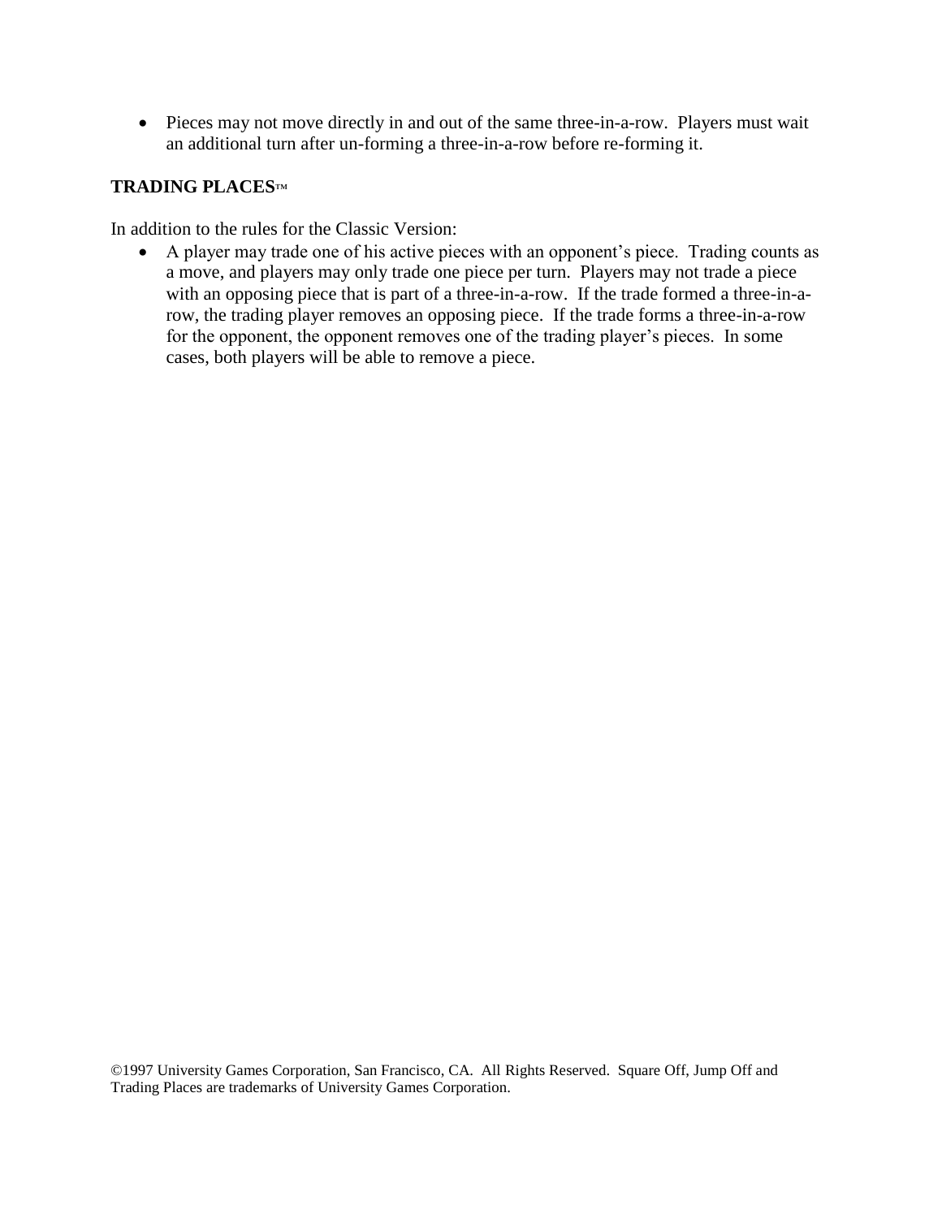- Pieces may not move directly in and out of the same three-in-a-row. Players must wait an additional turn after un-forming a three-in-a-row before re-forming it.

## TRADING PLACES™

In addition to the rules for the Classic Version:

- A player may trade one of his active pieces with an opponent's piece. Trading counts as a move, and players may only trade one piece per turn. Players may not trade a piece with an opposing piece that is part of a three-in-a-row. If the trade formed a three-in-a-row, the trading player removes an opposing piece. If the trade forms a three-in-a-row for the opponent, the opponent removes one of the trading player's pieces. In some cases, both players will be able to remove a piece.

©1997 University Games Corporation, San Francisco, CA. All Rights Reserved. Square Off, Jump Off and Trading Places are trademarks of University Games Corporation.